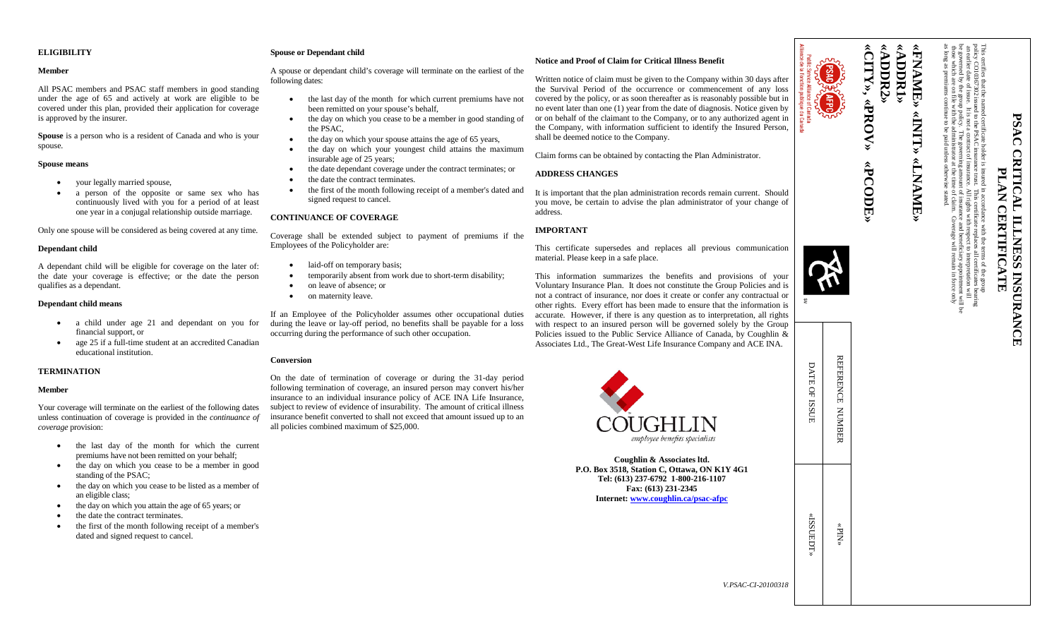## ELIGIBILITY

### Member

All PSAC members and PSAC staff members in good standing under the age of 65 and actively at work are eligible to be covered under this plan, provided their application for coverage is approved by the insurer.

**Spouse** is a person who is a resident of Canada and who is your spouse.

### Spouse means

- your legally married spouse,
- a person of the opposite or same sex who has continuously lived with you for a period of at least one year in a conjugal relationship outside marriage.

Only one spouse will be considered as being covered at any time.

### Dependant child

A dependant child will be eligible for coverage on the later of: the date your coverage is effective; or the date the person qualifies as a dependant.

### Dependant child means

- a child under age 21 and dependant on you for financial support, or
- age 25 if a full-time student at an accredited Canadian educational institution.

## TERMINATION

### Member

Your coverage will terminate on the earliest of the following dates unless continuation of coverage is provided in the *continuance of coverage* provision:

- the last day of the month for which the current premiums have not been remitted on your behalf;
- the day on which you cease to be a member in good standing of the PSAC;
- the day on which you cease to be listed as a member of an eligible class;
- the day on which you attain the age of 65 years; or
- the date the contract terminates.
- the first of the month following receipt of a member's dated and signed request to cancel.

### Spouse or Dependant child

A spouse or dependant child's coverage will terminate on the earliest of the following dates:

- the last day of the month for which current premiums have not been remitted on your spouse's behalf,
- the day on which you cease to be a member in good standing of the PSAC,
- the day on which your spouse attains the age of 65 years,
- the day on which your youngest child attains the maximum insurable age of 25 years;
- the date dependant coverage under the contract terminates; or
- the date the contract terminates.
- the first of the month following receipt of a member's dated and signed request to cancel.

## CONTINUANCE OF COVERAGE

Coverage shall be extended subject to payment of premiums if the Employees of the Policyholder are:

- laid-off on temporary basis;
- temporarily absent from work due to short-term disability;
- on leave of absence; or
- on maternity leave.

If an Employee of the Policyholder assumes other occupational duties during the leave or lay-off period, no benefits shall be payable for a loss occurring during the performance of such other occupation.

### Conversion

On the date of termination of coverage or during the 31-day period following termination of coverage, an insured person may convert his/her insurance to an individual insurance policy of ACE INA Life Insurance, subject to review of evidence of insurability. The amount of critical illness insurance benefit converted to shall not exceed that amount issued up to an all policies combined maximum of $25,000.

### Notice and Proof of Claim for Critical Illness Benefit

Written notice of claim must be given to the Company within 30 days after the Survival Period of the occurrence or commencement of any loss covered by the policy, or as soon thereafter as is reasonably possible but in no event later than one (1) year from the date of diagnosis. Notice given by or on behalf of the claimant to the Company, or to any authorized agent in the Company, with information sufficient to identify the Insured Person, shall be deemed notice to the Company.

Claim forms can be obtained by contacting the Plan Administrator.

## ADDRESS CHANGES

It is important that the plan administration records remain current. Should you move, be certain to advise the plan administrator of your change of address.

## IMPORTANT

This certificate supersedes and replaces all previous communication material. Please keep in a safe place.

This information summarizes the benefits and provisions of your Voluntary Insurance Plan. It does not constitute the Group Policies and is not a contract of insurance, nor does it create or confer any contractual or other rights. Every effort has been made to ensure that the information is accurate. However, if there is any question as to interpretation, all rights with respect to an insured person will be governed solely by the Group Policies issued to the Public Service Alliance of Canada, by Coughlin & Associates Ltd., The Great-West Life Insurance Company and ACE INA.

COUGHLIN
*employee benefits specialists*

**Coughlin & Associates ltd.**
**P.O. Box 3518, Station C, Ottawa, ON K1Y 4G1**
**Tel: (613) 237-6792 1-800-216-1107**
**Fax: (613) 231-2345**
**Internet: www.coughlin.ca/psac-afpc**

*V.PSAC-CI-20100318*

# PSAC CRITICAL ILLNESS INSURANCE PLAN CERTIFICATE

This certifies that the named certificate holder is insured in accordance with the terms of the group policy CO10167302 issued to the PSAC insurance trust. This certificate replaces all certificates bearing an earlier date of issue. It is not a contract of insurance. All rights with respect to interpretation will be governed by the group policy. The governing amount of insurance and beneficiary appointment will be those which are on file with the administrator at the time of claim. Coverage will remain in force only as long as premiums continue to be paid unless otherwise stated.

**«FNAME» «INIT» «LNAME»**
**«ADDR1»**
**«ADDR2»**
**«CITY», «PROV» «PCODE»**

Public Service Alliance of Canada
Alliance de la Fonction publique du Canada

| REFERENCE NUMBER | «PIN» |
|---|---|
| DATE OF ISSUE | «ISSUEDT» |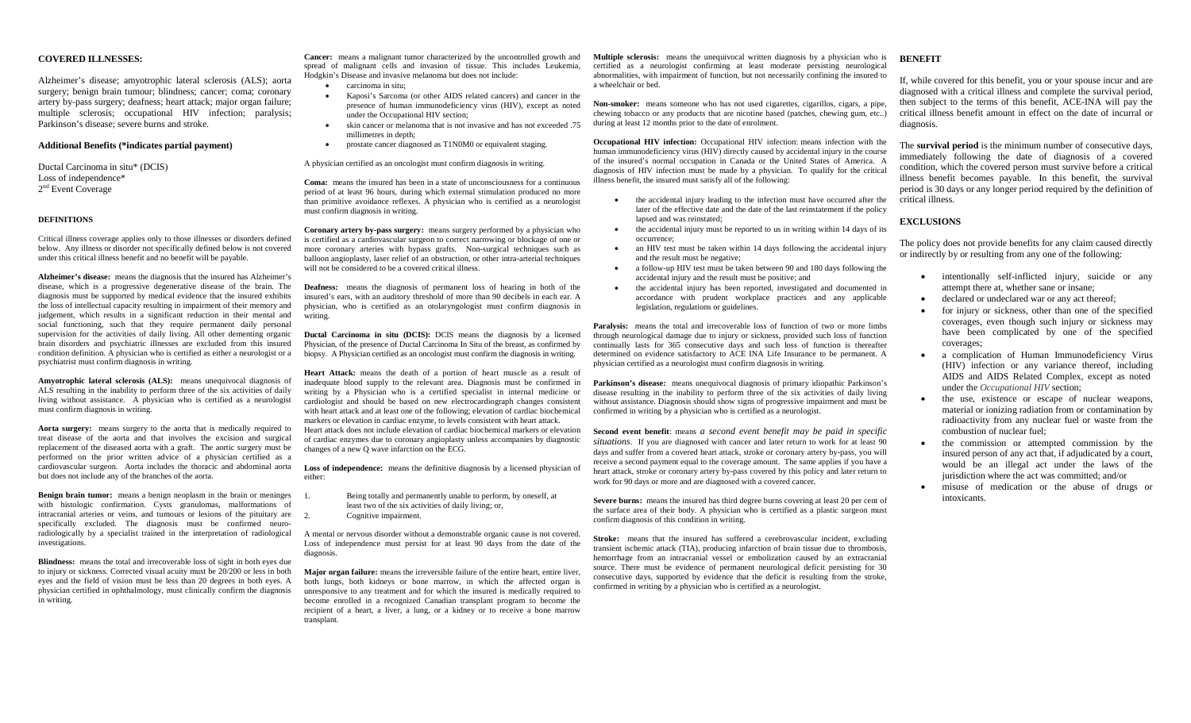## COVERED ILLNESSES:

Alzheimer's disease; amyotrophic lateral sclerosis (ALS); aorta surgery; benign brain tumour; blindness; cancer; coma; coronary artery by-pass surgery; deafness; heart attack; major organ failure; multiple sclerosis; occupational HIV infection; paralysis; Parkinson's disease; severe burns and stroke.

### Additional Benefits (*indicates partial payment)

Ductal Carcinoma in situ* (DCIS)
Loss of independence*
2nd Event Coverage

### DEFINITIONS

Critical illness coverage applies only to those illnesses or disorders defined below. Any illness or disorder not specifically defined below is not covered under this critical illness benefit and no benefit will be payable.

**Alzheimer's disease:** means the diagnosis that the insured has Alzheimer's disease, which is a progressive degenerative disease of the brain. The diagnosis must be supported by medical evidence that the insured exhibits the loss of intellectual capacity resulting in impairment of their memory and judgement, which results in a significant reduction in their mental and social functioning, such that they require permanent daily personal supervision for the activities of daily living. All other dementing organic brain disorders and psychiatric illnesses are excluded from this insured condition definition. A physician who is certified as either a neurologist or a psychiatrist must confirm diagnosis in writing.

**Amyotrophic lateral sclerosis (ALS):** means unequivocal diagnosis of ALS resulting in the inability to perform three of the six activities of daily living without assistance. A physician who is certified as a neurologist must confirm diagnosis in writing.

**Aorta surgery:** means surgery to the aorta that is medically required to treat disease of the aorta and that involves the excision and surgical replacement of the diseased aorta with a graft. The aortic surgery must be performed on the prior written advice of a physician certified as a cardiovascular surgeon. Aorta includes the thoracic and abdominal aorta but does not include any of the branches of the aorta.

**Benign brain tumor:** means a benign neoplasm in the brain or meninges with histologic confirmation. Cysts granulomas, malformations of intracranial arteries or veins, and tumours or lesions of the pituitary are specifically excluded. The diagnosis must be confirmed neuro-radiologically by a specialist trained in the interpretation of radiological investigations.

**Blindness:** means the total and irrecoverable loss of sight in both eyes due to injury or sickness. Corrected visual acuity must be 20/200 or less in both eyes and the field of vision must be less than 20 degrees in both eyes. A physician certified in ophthalmology, must clinically confirm the diagnosis in writing.

**Cancer:** means a malignant tumor characterized by the uncontrolled growth and spread of malignant cells and invasion of tissue. This includes Leukemia, Hodgkin's Disease and invasive melanoma but does not include:

- carcinoma in situ;
- Kaposi's Sarcoma (or other AIDS related cancers) and cancer in the presence of human immunodeficiency virus (HIV), except as noted under the Occupational HIV section;
- skin cancer or melanoma that is not invasive and has not exceeded .75 millimetres in depth;
- prostate cancer diagnosed as T1N0M0 or equivalent staging.

A physician certified as an oncologist must confirm diagnosis in writing.

**Coma:** means the insured has been in a state of unconsciousness for a continuous period of at least 96 hours, during which external stimulation produced no more than primitive avoidance reflexes. A physician who is certified as a neurologist must confirm diagnosis in writing.

**Coronary artery by-pass surgery:** means surgery performed by a physician who is certified as a cardiovascular surgeon to correct narrowing or blockage of one or more coronary arteries with bypass grafts. Non-surgical techniques such as balloon angioplasty, laser relief of an obstruction, or other intra-arterial techniques will not be considered to be a covered critical illness.

**Deafness:** means the diagnosis of permanent loss of hearing in both of the insured's ears, with an auditory threshold of more than 90 decibels in each ear. A physician, who is certified as an otolaryngologist must confirm diagnosis in writing.

**Ductal Carcinoma in situ (DCIS):** DCIS means the diagnosis by a licensed Physician, of the presence of Ductal Carcinoma In Situ of the breast, as confirmed by biopsy. A Physician certified as an oncologist must confirm the diagnosis in writing.

**Heart Attack:** means the death of a portion of heart muscle as a result of inadequate blood supply to the relevant area. Diagnosis must be confirmed in writing by a Physician who is a certified specialist in internal medicine or cardiologist and should be based on new electrocardiograph changes consistent with heart attack and at least one of the following; elevation of cardiac biochemical markers or elevation in cardiac enzyme, to levels consistent with heart attack.
Heart attack does not include elevation of cardiac biochemical markers or elevation of cardiac enzymes due to coronary angioplasty unless accompanies by diagnostic changes of a new Q wave infarction on the ECG.

**Loss of independence:** means the definitive diagnosis by a licensed physician of either:

1. Being totally and permanently unable to perform, by oneself, at least two of the six activities of daily living; or,
2. Cognitive impairment.

A mental or nervous disorder without a demonstrable organic cause is not covered. Loss of independence must persist for at least 90 days from the date of the diagnosis.

**Major organ failure:** means the irreversible failure of the entire heart, entire liver, both lungs, both kidneys or bone marrow, in which the affected organ is unresponsive to any treatment and for which the insured is medically required to become enrolled in a recognized Canadian transplant program to become the recipient of a heart, a liver, a lung, or a kidney or to receive a bone marrow transplant.

**Multiple sclerosis:** means the unequivocal written diagnosis by a physician who is certified as a neurologist confirming at least moderate persisting neurological abnormalities, with impairment of function, but not necessarily confining the insured to a wheelchair or bed.

**Non-smoker:** means someone who has not used cigarettes, cigarillos, cigars, a pipe, chewing tobacco or any products that are nicotine based (patches, chewing gum, etc..) during at least 12 months prior to the date of enrolment.

**Occupational HIV infection:** Occupational HIV infection: means infection with the human immunodeficiency virus (HIV) directly caused by accidental injury in the course of the insured's normal occupation in Canada or the United States of America. A diagnosis of HIV infection must be made by a physician. To qualify for the critical illness benefit, the insured must satisfy all of the following:

- the accidental injury leading to the infection must have occurred after the later of the effective date and the date of the last reinstatement if the policy lapsed and was reinstated;
- the accidental injury must be reported to us in writing within 14 days of its occurrence;
- an HIV test must be taken within 14 days following the accidental injury and the result must be negative;
- a follow-up HIV test must be taken between 90 and 180 days following the accidental injury and the result must be positive; and
- the accidental injury has been reported, investigated and documented in accordance with prudent workplace practices and any applicable legislation, regulations or guidelines.

**Paralysis:** means the total and irrecoverable loss of function of two or more limbs through neurological damage due to injury or sickness, provided such loss of function continually lasts for 365 consecutive days and such loss of function is thereafter determined on evidence satisfactory to ACE INA Life Insurance to be permanent. A physician certified as a neurologist must confirm diagnosis in writing.

**Parkinson's disease:** means unequivocal diagnosis of primary idiopathic Parkinson's disease resulting in the inability to perform three of the six activities of daily living without assistance. Diagnosis should show signs of progressive impairment and must be confirmed in writing by a physician who is certified as a neurologist.

**Second event benefit**: means *a second event benefit may be paid in specific situations*. If you are diagnosed with cancer and later return to work for at least 90 days and suffer from a covered heart attack, stroke or coronary artery by-pass, you will receive a second payment equal to the coverage amount. The same applies if you have a heart attack, stroke or coronary artery by-pass covered by this policy and later return to work for 90 days or more and are diagnosed with a covered cancer.

**Severe burns:** means the insured has third degree burns covering at least 20 per cent of the surface area of their body. A physician who is certified as a plastic surgeon must confirm diagnosis of this condition in writing.

**Stroke:** means that the insured has suffered a cerebrovascular incident, excluding transient ischemic attack (TIA), producing infarction of brain tissue due to thrombosis, hemorrhage from an intracranial vessel or embolization caused by an extracranial source. There must be evidence of permanent neurological deficit persisting for 30 consecutive days, supported by evidence that the deficit is resulting from the stroke, confirmed in writing by a physician who is certified as a neurologist.

## BENEFIT

If, while covered for this benefit, you or your spouse incur and are diagnosed with a critical illness and complete the survival period, then subject to the terms of this benefit, ACE-INA will pay the critical illness benefit amount in effect on the date of incurral or diagnosis.

The **survival period** is the minimum number of consecutive days, immediately following the date of diagnosis of a covered condition, which the covered person must survive before a critical illness benefit becomes payable. In this benefit, the survival period is 30 days or any longer period required by the definition of critical illness.

## EXCLUSIONS

The policy does not provide benefits for any claim caused directly or indirectly by or resulting from any one of the following:

- intentionally self-inflicted injury, suicide or any attempt there at, whether sane or insane;
- declared or undeclared war or any act thereof;
- for injury or sickness, other than one of the specified coverages, even though such injury or sickness may have been complicated by one of the specified coverages;
- a complication of Human Immunodeficiency Virus (HIV) infection or any variance thereof, including AIDS and AIDS Related Complex, except as noted under the *Occupational HIV* section;
- the use, existence or escape of nuclear weapons, material or ionizing radiation from or contamination by radioactivity from any nuclear fuel or waste from the combustion of nuclear fuel;
- the commission or attempted commission by the insured person of any act that, if adjudicated by a court, would be an illegal act under the laws of the jurisdiction where the act was committed; and/or
- misuse of medication or the abuse of drugs or intoxicants.